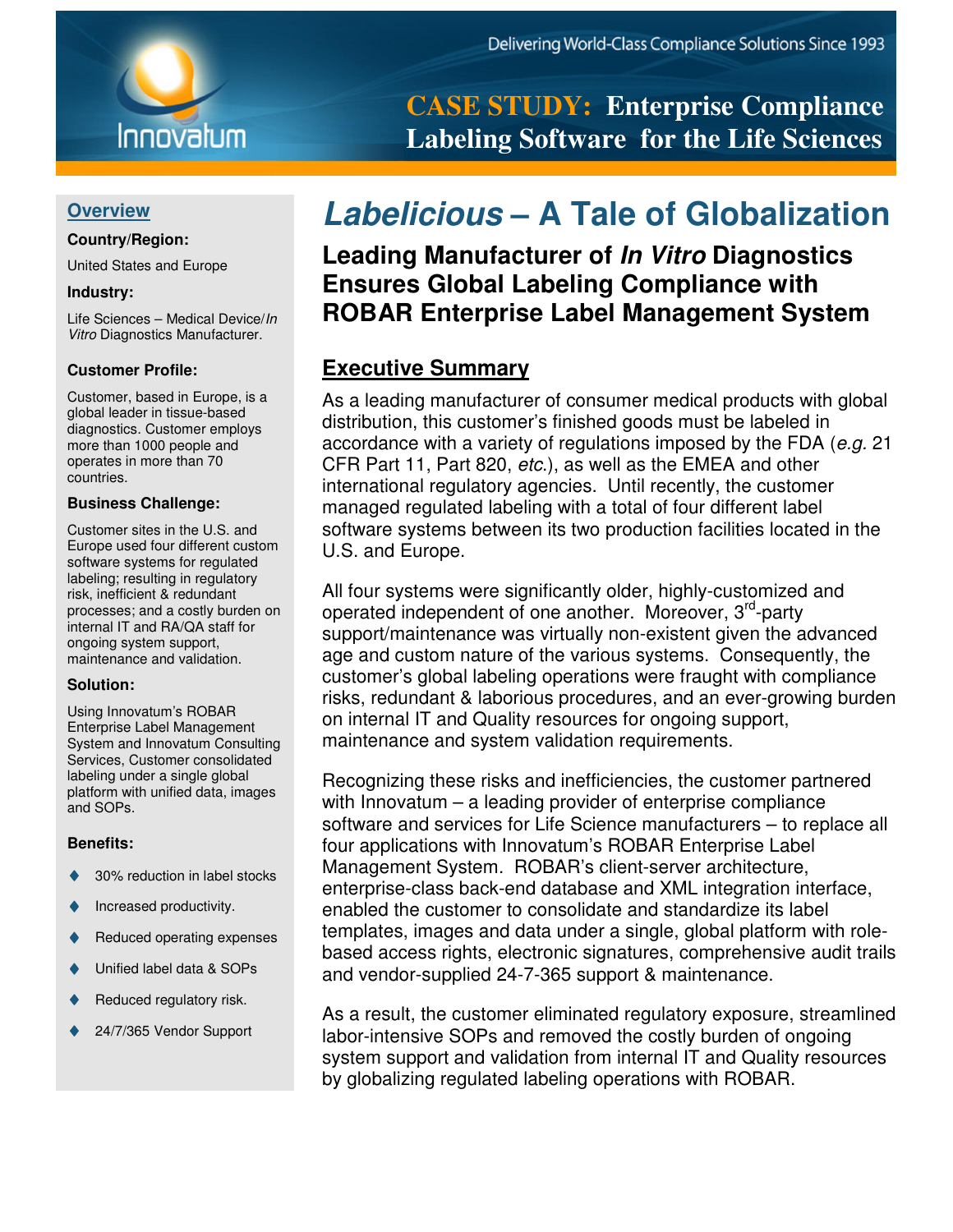Delivering World-Class Compliance Solutions Since 1993

**CASE STUDY: Enterprise Compliance Labeling Software for the Life Sciences**

# *Labelicious* – A Tale of Globalization

## Leading Manufacturer of *In Vitro* Diagnostics Ensures Global Labeling Compliance with ROBAR Enterprise Label Management System

## Overview

**Country/Region:**

United States and Europe

**Industry:**

Life Sciences – Medical Device/*In Vitro* Diagnostics Manufacturer.

**Customer Profile:**

Customer, based in Europe, is a global leader in tissue-based diagnostics. Customer employs more than 1000 people and operates in more than 70 countries.

**Business Challenge:**

Customer sites in the U.S. and Europe used four different custom software systems for regulated labeling; resulting in regulatory risk, inefficient & redundant processes; and a costly burden on internal IT and RA/QA staff for ongoing system support, maintenance and validation.

**Solution:**

Using Innovatum's ROBAR Enterprise Label Management System and Innovatum Consulting Services, Customer consolidated labeling under a single global platform with unified data, images and SOPs.

**Benefits:**

- 30% reduction in label stocks
- Increased productivity.
- Reduced operating expenses
- Unified label data & SOPs
- Reduced regulatory risk.
- 24/7/365 Vendor Support

## Executive Summary

As a leading manufacturer of consumer medical products with global distribution, this customer's finished goods must be labeled in accordance with a variety of regulations imposed by the FDA (*e.g.* 21 CFR Part 11, Part 820, *etc.*), as well as the EMEA and other international regulatory agencies. Until recently, the customer managed regulated labeling with a total of four different label software systems between its two production facilities located in the U.S. and Europe.

All four systems were significantly older, highly-customized and operated independent of one another. Moreover, 3rd-party support/maintenance was virtually non-existent given the advanced age and custom nature of the various systems. Consequently, the customer's global labeling operations were fraught with compliance risks, redundant & laborious procedures, and an ever-growing burden on internal IT and Quality resources for ongoing support, maintenance and system validation requirements.

Recognizing these risks and inefficiencies, the customer partnered with Innovatum – a leading provider of enterprise compliance software and services for Life Science manufacturers – to replace all four applications with Innovatum's ROBAR Enterprise Label Management System. ROBAR's client-server architecture, enterprise-class back-end database and XML integration interface, enabled the customer to consolidate and standardize its label templates, images and data under a single, global platform with role-based access rights, electronic signatures, comprehensive audit trails and vendor-supplied 24-7-365 support & maintenance.

As a result, the customer eliminated regulatory exposure, streamlined labor-intensive SOPs and removed the costly burden of ongoing system support and validation from internal IT and Quality resources by globalizing regulated labeling operations with ROBAR.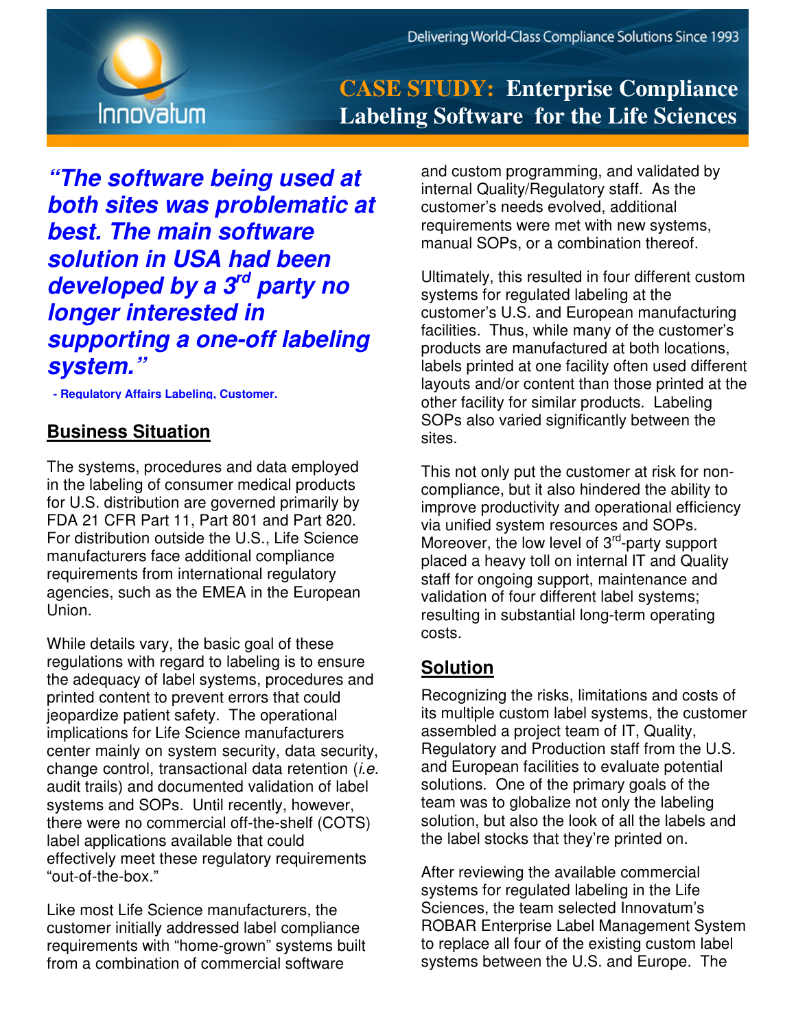# CASE STUDY: Enterprise Compliance Labeling Software for the Life Sciences

***"The software being used at both sites was problematic at best. The main software solution in USA had been developed by a 3rd party no longer interested in supporting a one-off labeling system."***

**- Regulatory Affairs Labeling, Customer.**

## Business Situation

The systems, procedures and data employed in the labeling of consumer medical products for U.S. distribution are governed primarily by FDA 21 CFR Part 11, Part 801 and Part 820. For distribution outside the U.S., Life Science manufacturers face additional compliance requirements from international regulatory agencies, such as the EMEA in the European Union.

While details vary, the basic goal of these regulations with regard to labeling is to ensure the adequacy of label systems, procedures and printed content to prevent errors that could jeopardize patient safety. The operational implications for Life Science manufacturers center mainly on system security, data security, change control, transactional data retention (*i.e.* audit trails) and documented validation of label systems and SOPs. Until recently, however, there were no commercial off-the-shelf (COTS) label applications available that could effectively meet these regulatory requirements "out-of-the-box."

Like most Life Science manufacturers, the customer initially addressed label compliance requirements with "home-grown" systems built from a combination of commercial software and custom programming, and validated by internal Quality/Regulatory staff. As the customer's needs evolved, additional requirements were met with new systems, manual SOPs, or a combination thereof.

Ultimately, this resulted in four different custom systems for regulated labeling at the customer's U.S. and European manufacturing facilities. Thus, while many of the customer's products are manufactured at both locations, labels printed at one facility often used different layouts and/or content than those printed at the other facility for similar products. Labeling SOPs also varied significantly between the sites.

This not only put the customer at risk for non-compliance, but it also hindered the ability to improve productivity and operational efficiency via unified system resources and SOPs. Moreover, the low level of 3rd-party support placed a heavy toll on internal IT and Quality staff for ongoing support, maintenance and validation of four different label systems; resulting in substantial long-term operating costs.

## Solution

Recognizing the risks, limitations and costs of its multiple custom label systems, the customer assembled a project team of IT, Quality, Regulatory and Production staff from the U.S. and European facilities to evaluate potential solutions. One of the primary goals of the team was to globalize not only the labeling solution, but also the look of all the labels and the label stocks that they're printed on.

After reviewing the available commercial systems for regulated labeling in the Life Sciences, the team selected Innovatum's ROBAR Enterprise Label Management System to replace all four of the existing custom label systems between the U.S. and Europe. The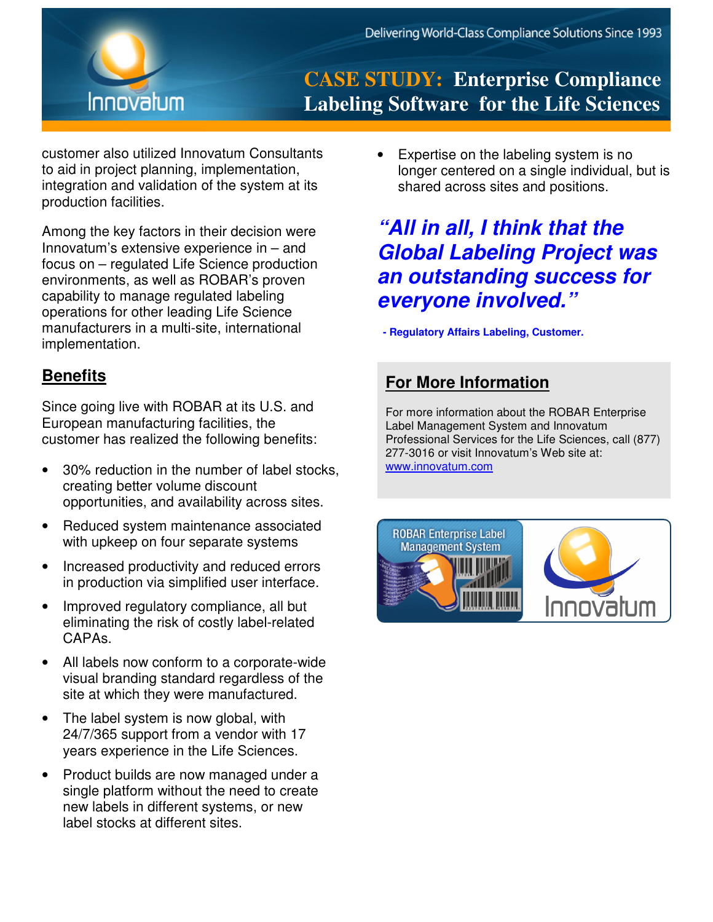customer also utilized Innovatum Consultants to aid in project planning, implementation, integration and validation of the system at its production facilities.

Among the key factors in their decision were Innovatum's extensive experience in – and focus on – regulated Life Science production environments, as well as ROBAR's proven capability to manage regulated labeling operations for other leading Life Science manufacturers in a multi-site, international implementation.

## Benefits

Since going live with ROBAR at its U.S. and European manufacturing facilities, the customer has realized the following benefits:

- 30% reduction in the number of label stocks, creating better volume discount opportunities, and availability across sites.
- Reduced system maintenance associated with upkeep on four separate systems
- Increased productivity and reduced errors in production via simplified user interface.
- Improved regulatory compliance, all but eliminating the risk of costly label-related CAPAs.
- All labels now conform to a corporate-wide visual branding standard regardless of the site at which they were manufactured.
- The label system is now global, with 24/7/365 support from a vendor with 17 years experience in the Life Sciences.
- Product builds are now managed under a single platform without the need to create new labels in different systems, or new label stocks at different sites.
- Expertise on the labeling system is no longer centered on a single individual, but is shared across sites and positions.

***"All in all, I think that the Global Labeling Project was an outstanding success for everyone involved."***

**- Regulatory Affairs Labeling, Customer.**

## For More Information

For more information about the ROBAR Enterprise Label Management System and Innovatum Professional Services for the Life Sciences, call (877) 277-3016 or visit Innovatum's Web site at: www.innovatum.com